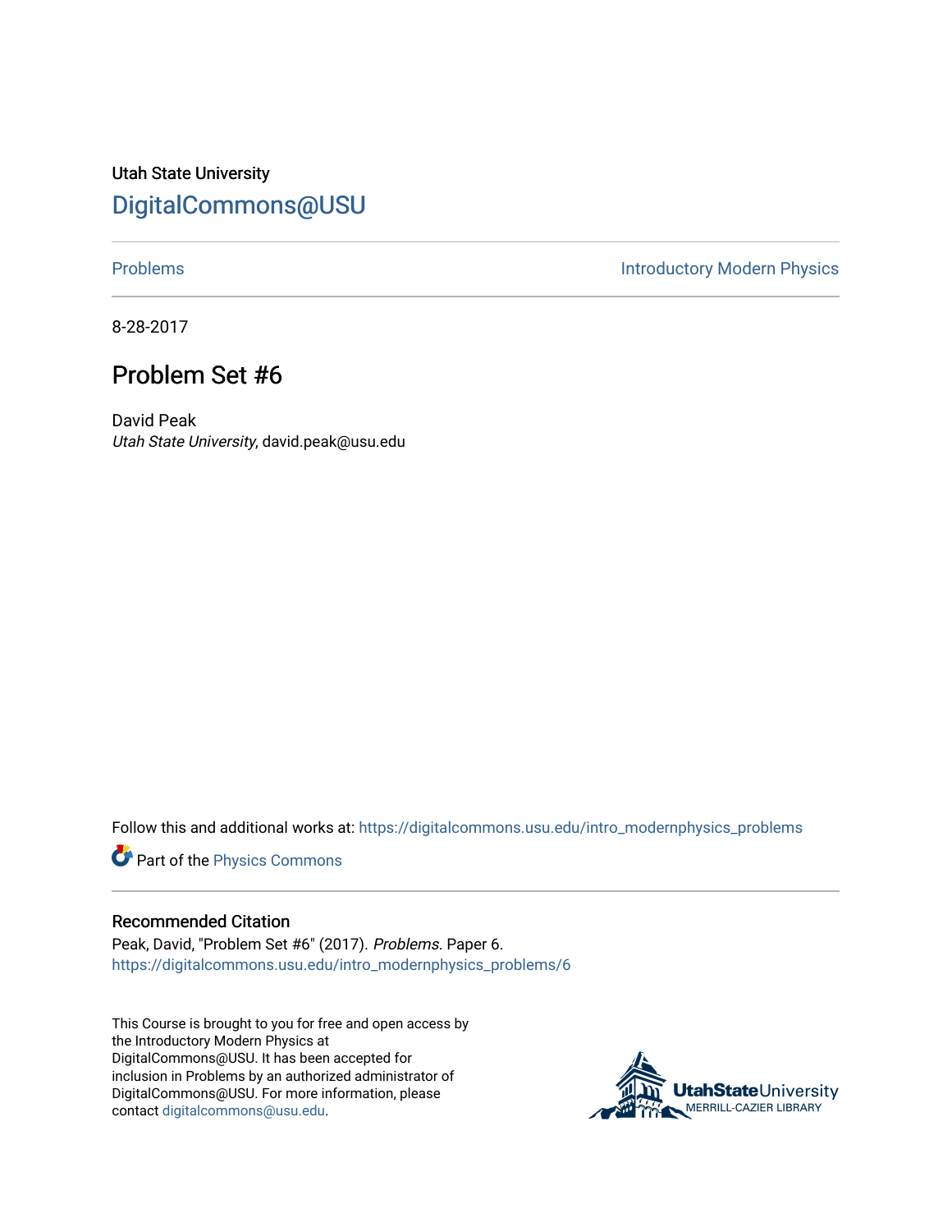Utah State University

# DigitalCommons@USU

Problems | Introductory Modern Physics

8-28-2017

## Problem Set #6

David Peak
*Utah State University*, david.peak@usu.edu

Follow this and additional works at: https://digitalcommons.usu.edu/intro_modernphysics_problems

Part of the Physics Commons

### Recommended Citation

Peak, David, "Problem Set #6" (2017). *Problems.* Paper 6.
https://digitalcommons.usu.edu/intro_modernphysics_problems/6

This Course is brought to you for free and open access by the Introductory Modern Physics at DigitalCommons@USU. It has been accepted for inclusion in Problems by an authorized administrator of DigitalCommons@USU. For more information, please contact digitalcommons@usu.edu.

UtahStateUniversity
MERRILL-CAZIER LIBRARY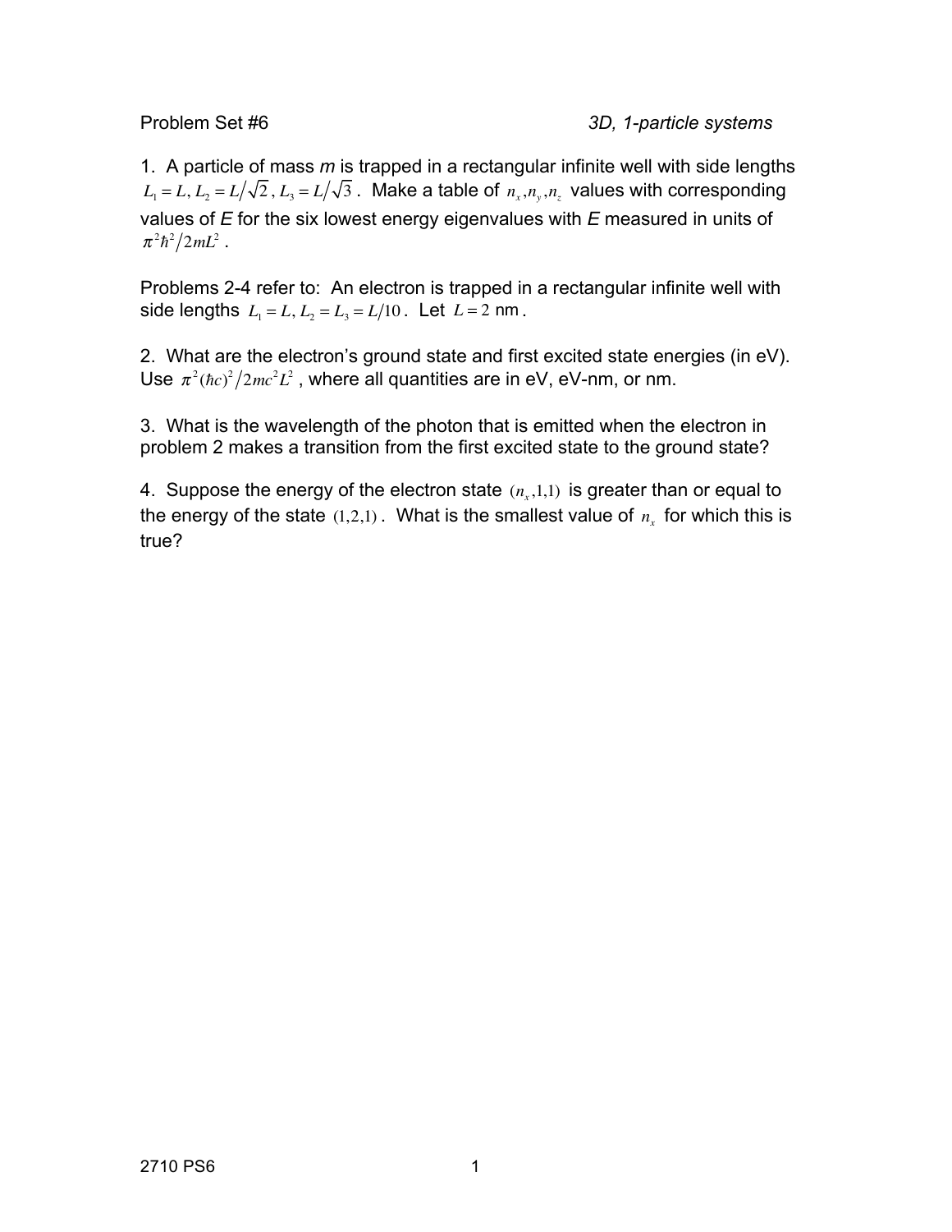Problem Set #6 *3D, 1-particle systems*

1. A particle of mass *m* is trapped in a rectangular infinite well with side lengths $L_1 = L, L_2 = L/\sqrt{2}, L_3 = L/\sqrt{3}$. Make a table of $n_x, n_y, n_z$ values with corresponding values of *E* for the six lowest energy eigenvalues with *E* measured in units of $\pi^2\hbar^2/2mL^2$.

Problems 2-4 refer to: An electron is trapped in a rectangular infinite well with side lengths $L_1 = L, L_2 = L_3 = L/10$. Let $L = 2$ nm.

2. What are the electron's ground state and first excited state energies (in eV). Use $\pi^2(\hbar c)^2/2mc^2L^2$, where all quantities are in eV, eV-nm, or nm.

3. What is the wavelength of the photon that is emitted when the electron in problem 2 makes a transition from the first excited state to the ground state?

4. Suppose the energy of the electron state $(n_x,1,1)$ is greater than or equal to the energy of the state $(1,2,1)$. What is the smallest value of $n_x$ for which this is true?